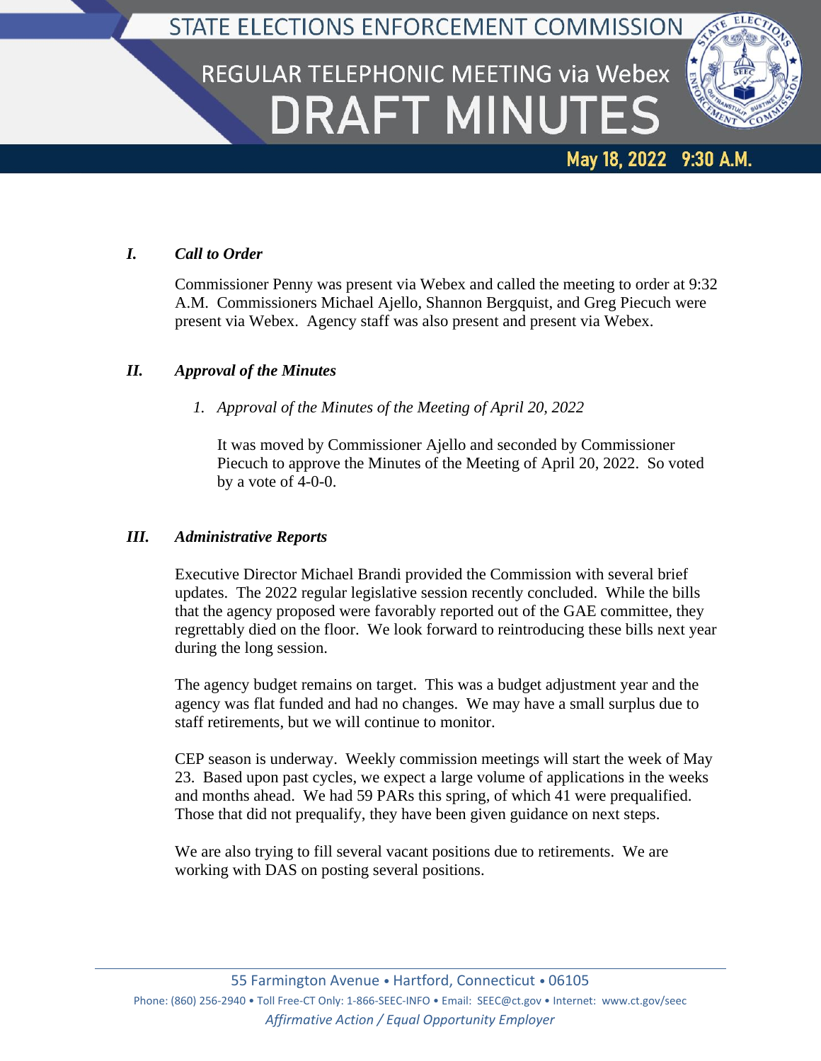# STATE ELECTIONS ENFORCEMENT COMMISSION

## REGULAR TELEPHONIC MEETING via Webex

# DRAFT MINUTES

**May 18, 2022 9:30 A.M.**

### *I. Call to Order*

Commissioner Penny was present via Webex and called the meeting to order at 9:32 A.M. Commissioners Michael Ajello, Shannon Bergquist, and Greg Piecuch were present via Webex. Agency staff was also present and present via Webex.

### *II. Approval of the Minutes*

1. *Approval of the Minutes of the Meeting of April 20, 2022*

   It was moved by Commissioner Ajello and seconded by Commissioner Piecuch to approve the Minutes of the Meeting of April 20, 2022. So voted by a vote of 4-0-0.

### *III. Administrative Reports*

Executive Director Michael Brandi provided the Commission with several brief updates. The 2022 regular legislative session recently concluded. While the bills that the agency proposed were favorably reported out of the GAE committee, they regrettably died on the floor. We look forward to reintroducing these bills next year during the long session.

The agency budget remains on target. This was a budget adjustment year and the agency was flat funded and had no changes. We may have a small surplus due to staff retirements, but we will continue to monitor.

CEP season is underway. Weekly commission meetings will start the week of May 23. Based upon past cycles, we expect a large volume of applications in the weeks and months ahead. We had 59 PARs this spring, of which 41 were prequalified. Those that did not prequalify, they have been given guidance on next steps.

We are also trying to fill several vacant positions due to retirements. We are working with DAS on posting several positions.

55 Farmington Avenue • Hartford, Connecticut • 06105
Phone: (860) 256-2940 • Toll Free-CT Only: 1-866-SEEC-INFO • Email: SEEC@ct.gov • Internet: www.ct.gov/seec
*Affirmative Action / Equal Opportunity Employer*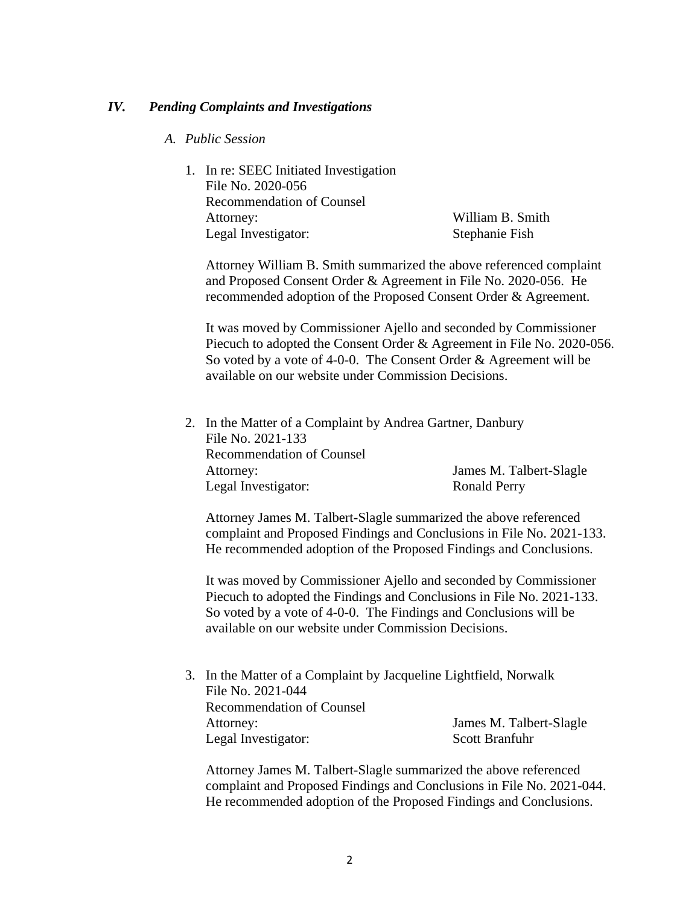## *IV. Pending Complaints and Investigations*

### *A. Public Session*

1. In re: SEEC Initiated Investigation
   File No. 2020-056
   Recommendation of Counsel
   Attorney: William B. Smith
   Legal Investigator: Stephanie Fish

   Attorney William B. Smith summarized the above referenced complaint and Proposed Consent Order & Agreement in File No. 2020-056. He recommended adoption of the Proposed Consent Order & Agreement.

   It was moved by Commissioner Ajello and seconded by Commissioner Piecuch to adopted the Consent Order & Agreement in File No. 2020-056. So voted by a vote of 4-0-0. The Consent Order & Agreement will be available on our website under Commission Decisions.

2. In the Matter of a Complaint by Andrea Gartner, Danbury
   File No. 2021-133
   Recommendation of Counsel
   Attorney: James M. Talbert-Slagle
   Legal Investigator: Ronald Perry

   Attorney James M. Talbert-Slagle summarized the above referenced complaint and Proposed Findings and Conclusions in File No. 2021-133. He recommended adoption of the Proposed Findings and Conclusions.

   It was moved by Commissioner Ajello and seconded by Commissioner Piecuch to adopted the Findings and Conclusions in File No. 2021-133. So voted by a vote of 4-0-0. The Findings and Conclusions will be available on our website under Commission Decisions.

3. In the Matter of a Complaint by Jacqueline Lightfield, Norwalk
   File No. 2021-044
   Recommendation of Counsel
   Attorney: James M. Talbert-Slagle
   Legal Investigator: Scott Branfuhr

   Attorney James M. Talbert-Slagle summarized the above referenced complaint and Proposed Findings and Conclusions in File No. 2021-044. He recommended adoption of the Proposed Findings and Conclusions.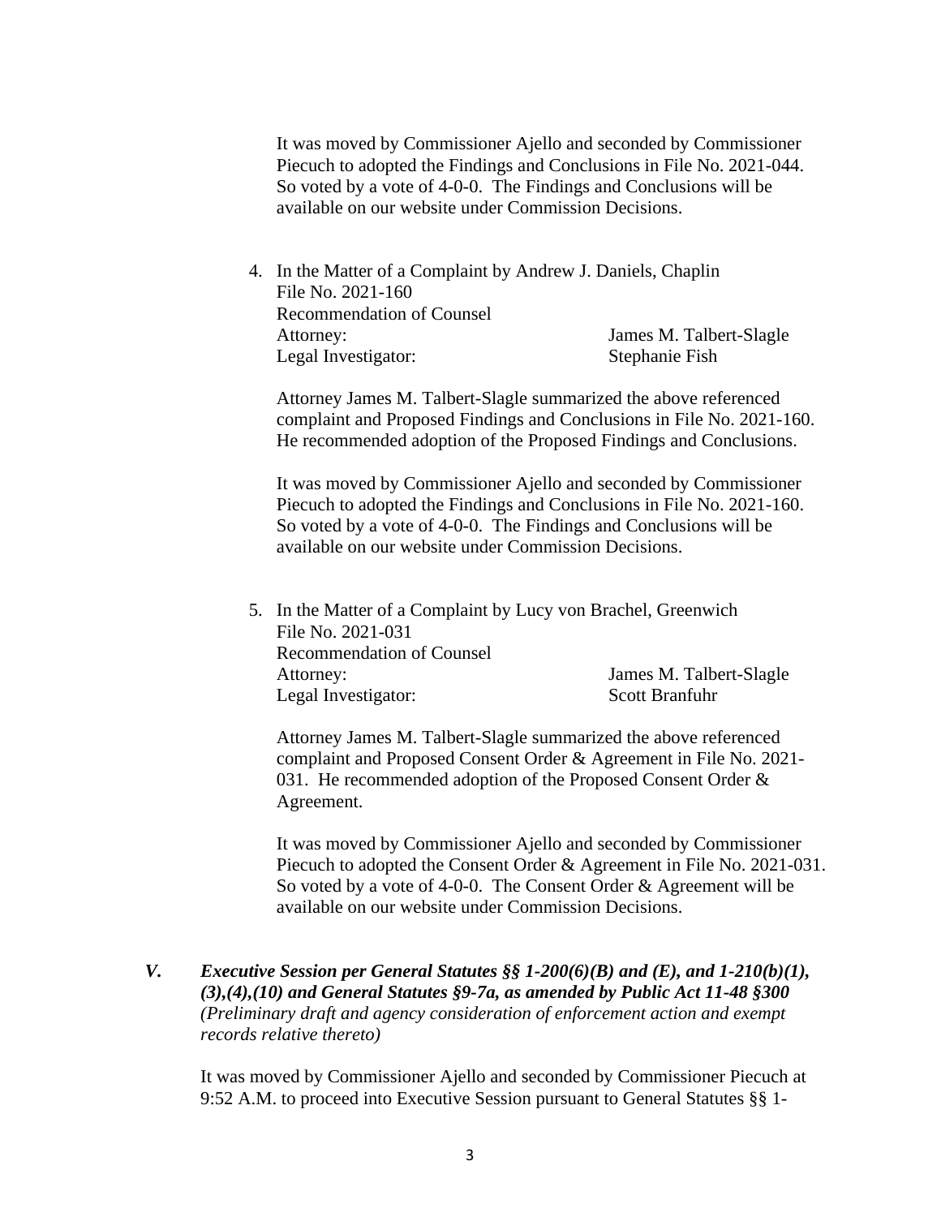It was moved by Commissioner Ajello and seconded by Commissioner Piecuch to adopted the Findings and Conclusions in File No. 2021-044. So voted by a vote of 4-0-0. The Findings and Conclusions will be available on our website under Commission Decisions.

4. In the Matter of a Complaint by Andrew J. Daniels, Chaplin
   File No. 2021-160
   Recommendation of Counsel
   Attorney: James M. Talbert-Slagle
   Legal Investigator: Stephanie Fish

   Attorney James M. Talbert-Slagle summarized the above referenced complaint and Proposed Findings and Conclusions in File No. 2021-160. He recommended adoption of the Proposed Findings and Conclusions.

   It was moved by Commissioner Ajello and seconded by Commissioner Piecuch to adopted the Findings and Conclusions in File No. 2021-160. So voted by a vote of 4-0-0. The Findings and Conclusions will be available on our website under Commission Decisions.

5. In the Matter of a Complaint by Lucy von Brachel, Greenwich
   File No. 2021-031
   Recommendation of Counsel
   Attorney: James M. Talbert-Slagle
   Legal Investigator: Scott Branfuhr

   Attorney James M. Talbert-Slagle summarized the above referenced complaint and Proposed Consent Order & Agreement in File No. 2021-031. He recommended adoption of the Proposed Consent Order & Agreement.

   It was moved by Commissioner Ajello and seconded by Commissioner Piecuch to adopted the Consent Order & Agreement in File No. 2021-031. So voted by a vote of 4-0-0. The Consent Order & Agreement will be available on our website under Commission Decisions.

***V. Executive Session per General Statutes §§ 1-200(6)(B) and (E), and 1-210(b)(1), (3),(4),(10) and General Statutes §9-7a, as amended by Public Act 11-48 §300***
*(Preliminary draft and agency consideration of enforcement action and exempt records relative thereto)*

It was moved by Commissioner Ajello and seconded by Commissioner Piecuch at 9:52 A.M. to proceed into Executive Session pursuant to General Statutes §§ 1-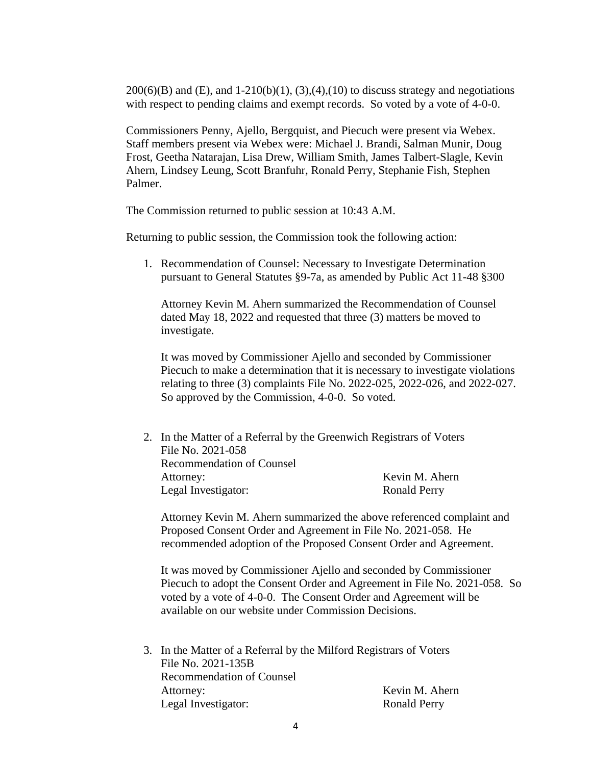200(6)(B) and (E), and 1-210(b)(1), (3),(4),(10) to discuss strategy and negotiations with respect to pending claims and exempt records. So voted by a vote of 4-0-0.

Commissioners Penny, Ajello, Bergquist, and Piecuch were present via Webex. Staff members present via Webex were: Michael J. Brandi, Salman Munir, Doug Frost, Geetha Natarajan, Lisa Drew, William Smith, James Talbert-Slagle, Kevin Ahern, Lindsey Leung, Scott Branfuhr, Ronald Perry, Stephanie Fish, Stephen Palmer.

The Commission returned to public session at 10:43 A.M.

Returning to public session, the Commission took the following action:

1. Recommendation of Counsel: Necessary to Investigate Determination pursuant to General Statutes §9-7a, as amended by Public Act 11-48 §300

   Attorney Kevin M. Ahern summarized the Recommendation of Counsel dated May 18, 2022 and requested that three (3) matters be moved to investigate.

   It was moved by Commissioner Ajello and seconded by Commissioner Piecuch to make a determination that it is necessary to investigate violations relating to three (3) complaints File No. 2022-025, 2022-026, and 2022-027. So approved by the Commission, 4-0-0. So voted.

2. In the Matter of a Referral by the Greenwich Registrars of Voters
   File No. 2021-058
   Recommendation of Counsel
   Attorney: Kevin M. Ahern
   Legal Investigator: Ronald Perry

   Attorney Kevin M. Ahern summarized the above referenced complaint and Proposed Consent Order and Agreement in File No. 2021-058. He recommended adoption of the Proposed Consent Order and Agreement.

   It was moved by Commissioner Ajello and seconded by Commissioner Piecuch to adopt the Consent Order and Agreement in File No. 2021-058. So voted by a vote of 4-0-0. The Consent Order and Agreement will be available on our website under Commission Decisions.

3. In the Matter of a Referral by the Milford Registrars of Voters
   File No. 2021-135B
   Recommendation of Counsel
   Attorney: Kevin M. Ahern
   Legal Investigator: Ronald Perry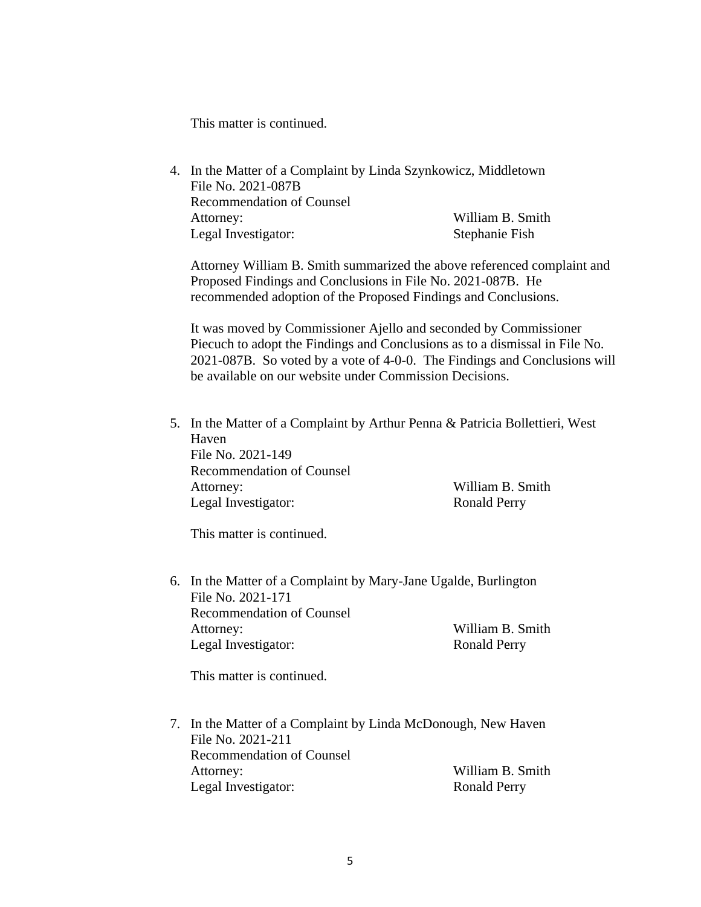This matter is continued.

4. In the Matter of a Complaint by Linda Szynkowicz, Middletown
   File No. 2021-087B
   Recommendation of Counsel
   Attorney: William B. Smith
   Legal Investigator: Stephanie Fish

   Attorney William B. Smith summarized the above referenced complaint and Proposed Findings and Conclusions in File No. 2021-087B. He recommended adoption of the Proposed Findings and Conclusions.

   It was moved by Commissioner Ajello and seconded by Commissioner Piecuch to adopt the Findings and Conclusions as to a dismissal in File No. 2021-087B. So voted by a vote of 4-0-0. The Findings and Conclusions will be available on our website under Commission Decisions.

5. In the Matter of a Complaint by Arthur Penna & Patricia Bollettieri, West Haven
   File No. 2021-149
   Recommendation of Counsel
   Attorney: William B. Smith
   Legal Investigator: Ronald Perry

   This matter is continued.

6. In the Matter of a Complaint by Mary-Jane Ugalde, Burlington
   File No. 2021-171
   Recommendation of Counsel
   Attorney: William B. Smith
   Legal Investigator: Ronald Perry

   This matter is continued.

7. In the Matter of a Complaint by Linda McDonough, New Haven
   File No. 2021-211
   Recommendation of Counsel
   Attorney: William B. Smith
   Legal Investigator: Ronald Perry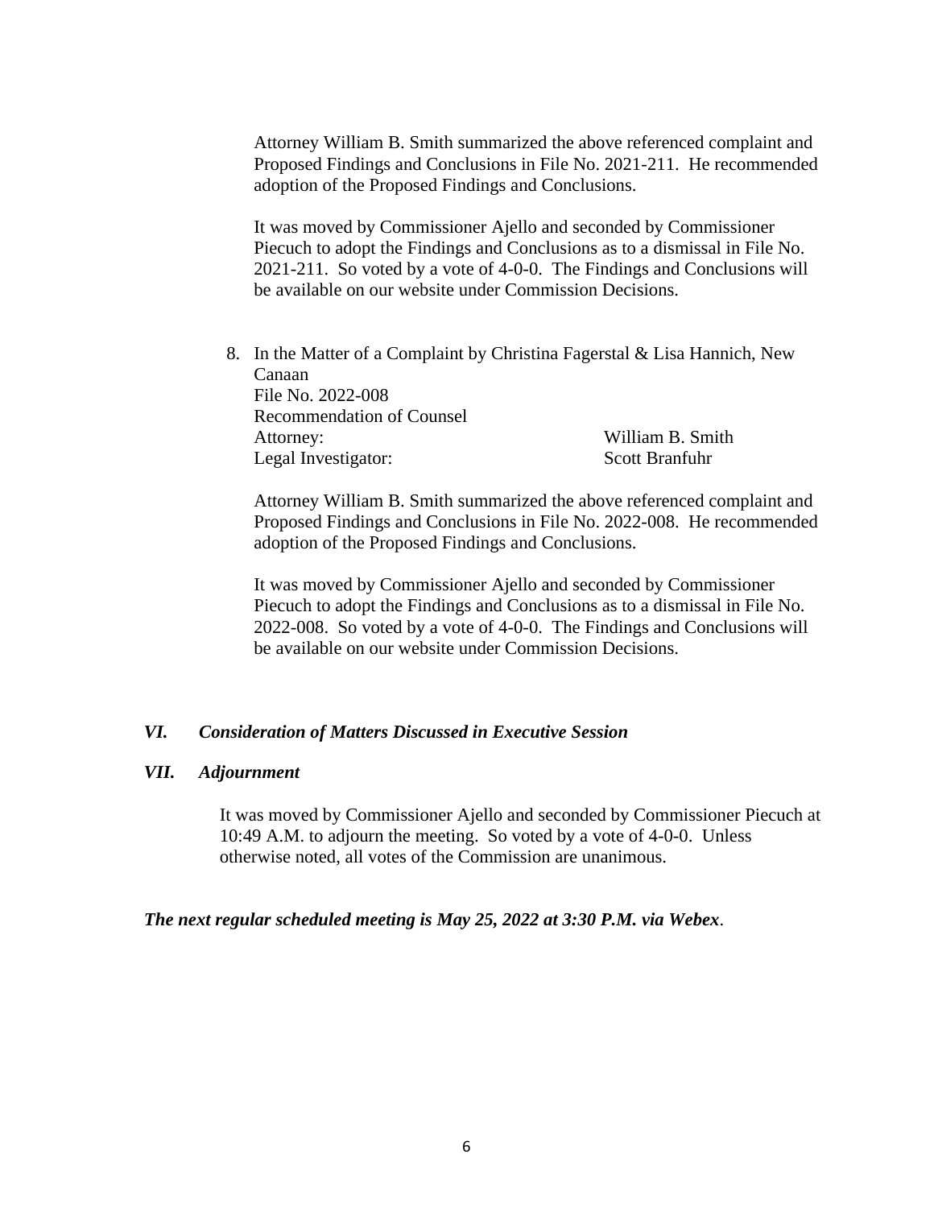Attorney William B. Smith summarized the above referenced complaint and Proposed Findings and Conclusions in File No. 2021-211. He recommended adoption of the Proposed Findings and Conclusions.

It was moved by Commissioner Ajello and seconded by Commissioner Piecuch to adopt the Findings and Conclusions as to a dismissal in File No. 2021-211. So voted by a vote of 4-0-0. The Findings and Conclusions will be available on our website under Commission Decisions.

8. In the Matter of a Complaint by Christina Fagerstal & Lisa Hannich, New Canaan
   File No. 2022-008
   Recommendation of Counsel
   Attorney: William B. Smith
   Legal Investigator: Scott Branfuhr

   Attorney William B. Smith summarized the above referenced complaint and Proposed Findings and Conclusions in File No. 2022-008. He recommended adoption of the Proposed Findings and Conclusions.

   It was moved by Commissioner Ajello and seconded by Commissioner Piecuch to adopt the Findings and Conclusions as to a dismissal in File No. 2022-008. So voted by a vote of 4-0-0. The Findings and Conclusions will be available on our website under Commission Decisions.

### *VI. Consideration of Matters Discussed in Executive Session*

### *VII. Adjournment*

It was moved by Commissioner Ajello and seconded by Commissioner Piecuch at 10:49 A.M. to adjourn the meeting. So voted by a vote of 4-0-0. Unless otherwise noted, all votes of the Commission are unanimous.

***The next regular scheduled meeting is May 25, 2022 at 3:30 P.M. via Webex***.